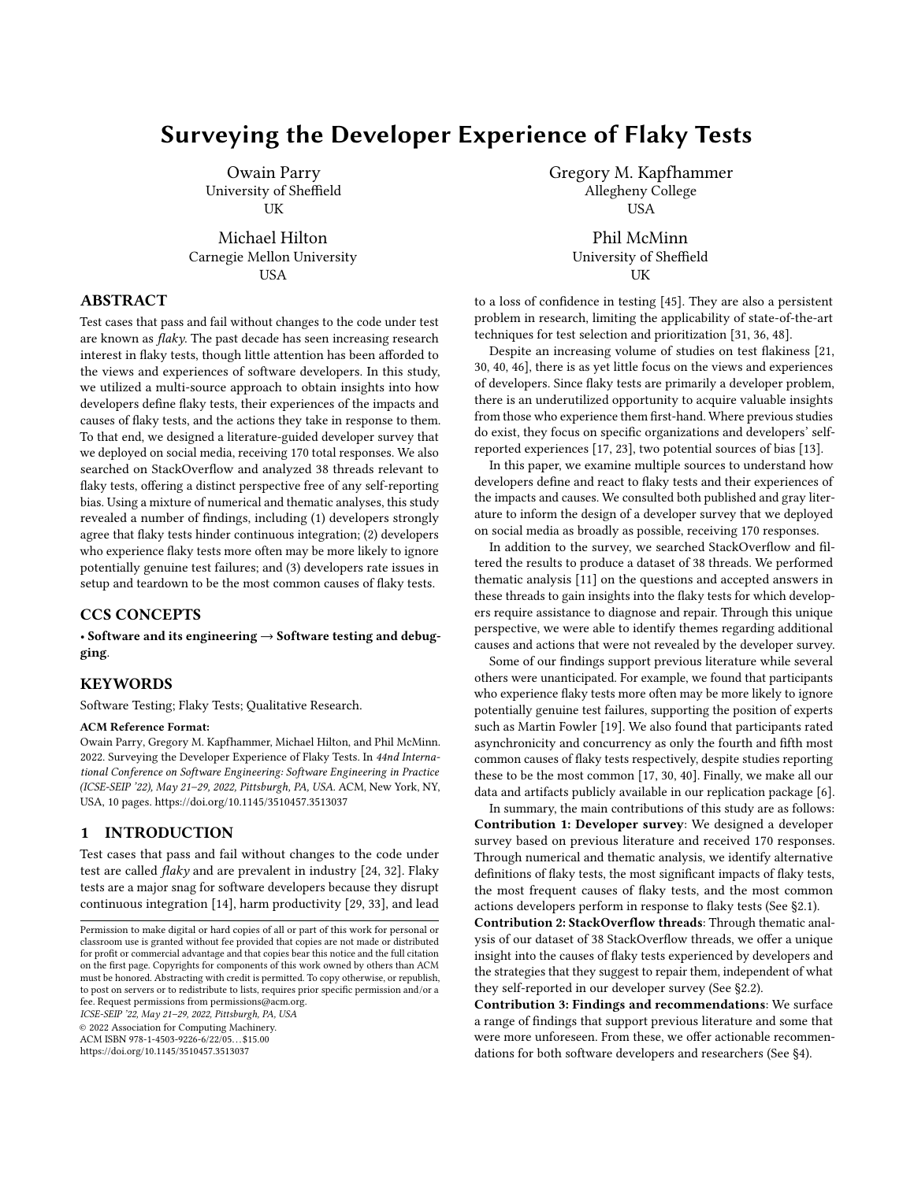# Surveying the Developer Experience of Flaky Tests

Owain Parry
University of Sheffield
UK

Gregory M. Kapfhammer
Allegheny College
USA

Michael Hilton
Carnegie Mellon University
USA

Phil McMinn
University of Sheffield
UK

## ABSTRACT

Test cases that pass and fail without changes to the code under test are known as *flaky*. The past decade has seen increasing research interest in flaky tests, though little attention has been afforded to the views and experiences of software developers. In this study, we utilized a multi-source approach to obtain insights into how developers define flaky tests, their experiences of the impacts and causes of flaky tests, and the actions they take in response to them. To that end, we designed a literature-guided developer survey that we deployed on social media, receiving 170 total responses. We also searched on StackOverflow and analyzed 38 threads relevant to flaky tests, offering a distinct perspective free of any self-reporting bias. Using a mixture of numerical and thematic analyses, this study revealed a number of findings, including (1) developers strongly agree that flaky tests hinder continuous integration; (2) developers who experience flaky tests more often may be more likely to ignore potentially genuine test failures; and (3) developers rate issues in setup and teardown to be the most common causes of flaky tests.

## CCS CONCEPTS

• **Software and its engineering → Software testing and debugging**.

## KEYWORDS

Software Testing; Flaky Tests; Qualitative Research.

**ACM Reference Format:**
Owain Parry, Gregory M. Kapfhammer, Michael Hilton, and Phil McMinn. 2022. Surveying the Developer Experience of Flaky Tests. In *44nd International Conference on Software Engineering: Software Engineering in Practice (ICSE-SEIP '22), May 21–29, 2022, Pittsburgh, PA, USA.* ACM, New York, NY, USA, 10 pages. https://doi.org/10.1145/3510457.3513037

## 1 INTRODUCTION

Test cases that pass and fail without changes to the code under test are called *flaky* and are prevalent in industry [24, 32]. Flaky tests are a major snag for software developers because they disrupt continuous integration [14], harm productivity [29, 33], and lead to a loss of confidence in testing [45]. They are also a persistent problem in research, limiting the applicability of state-of-the-art techniques for test selection and prioritization [31, 36, 48].

Despite an increasing volume of studies on test flakiness [21, 30, 40, 46], there is as yet little focus on the views and experiences of developers. Since flaky tests are primarily a developer problem, there is an underutilized opportunity to acquire valuable insights from those who experience them first-hand. Where previous studies do exist, they focus on specific organizations and developers' self-reported experiences [17, 23], two potential sources of bias [13].

In this paper, we examine multiple sources to understand how developers define and react to flaky tests and their experiences of the impacts and causes. We consulted both published and gray literature to inform the design of a developer survey that we deployed on social media as broadly as possible, receiving 170 responses.

In addition to the survey, we searched StackOverflow and filtered the results to produce a dataset of 38 threads. We performed thematic analysis [11] on the questions and accepted answers in these threads to gain insights into the flaky tests for which developers require assistance to diagnose and repair. Through this unique perspective, we were able to identify themes regarding additional causes and actions that were not revealed by the developer survey.

Some of our findings support previous literature while several others were unanticipated. For example, we found that participants who experience flaky tests more often may be more likely to ignore potentially genuine test failures, supporting the position of experts such as Martin Fowler [19]. We also found that participants rated asynchronicity and concurrency as only the fourth and fifth most common causes of flaky tests respectively, despite studies reporting these to be the most common [17, 30, 40]. Finally, we make all our data and artifacts publicly available in our replication package [6].

In summary, the main contributions of this study are as follows:

**Contribution 1: Developer survey**: We designed a developer survey based on previous literature and received 170 responses. Through numerical and thematic analysis, we identify alternative definitions of flaky tests, the most significant impacts of flaky tests, the most frequent causes of flaky tests, and the most common actions developers perform in response to flaky tests (See §2.1).

**Contribution 2: StackOverflow threads**: Through thematic analysis of our dataset of 38 StackOverflow threads, we offer a unique insight into the causes of flaky tests experienced by developers and the strategies that they suggest to repair them, independent of what they self-reported in our developer survey (See §2.2).

**Contribution 3: Findings and recommendations**: We surface a range of findings that support previous literature and some that were more unforeseen. From these, we offer actionable recommendations for both software developers and researchers (See §4).

Permission to make digital or hard copies of all or part of this work for personal or classroom use is granted without fee provided that copies are not made or distributed for profit or commercial advantage and that copies bear this notice and the full citation on the first page. Copyrights for components of this work owned by others than ACM must be honored. Abstracting with credit is permitted. To copy otherwise, or republish, to post on servers or to redistribute to lists, requires prior specific permission and/or a fee. Request permissions from permissions@acm.org.
*ICSE-SEIP '22, May 21–29, 2022, Pittsburgh, PA, USA*
© 2022 Association for Computing Machinery.
ACM ISBN 978-1-4503-9226-6/22/05…$15.00
https://doi.org/10.1145/3510457.3513037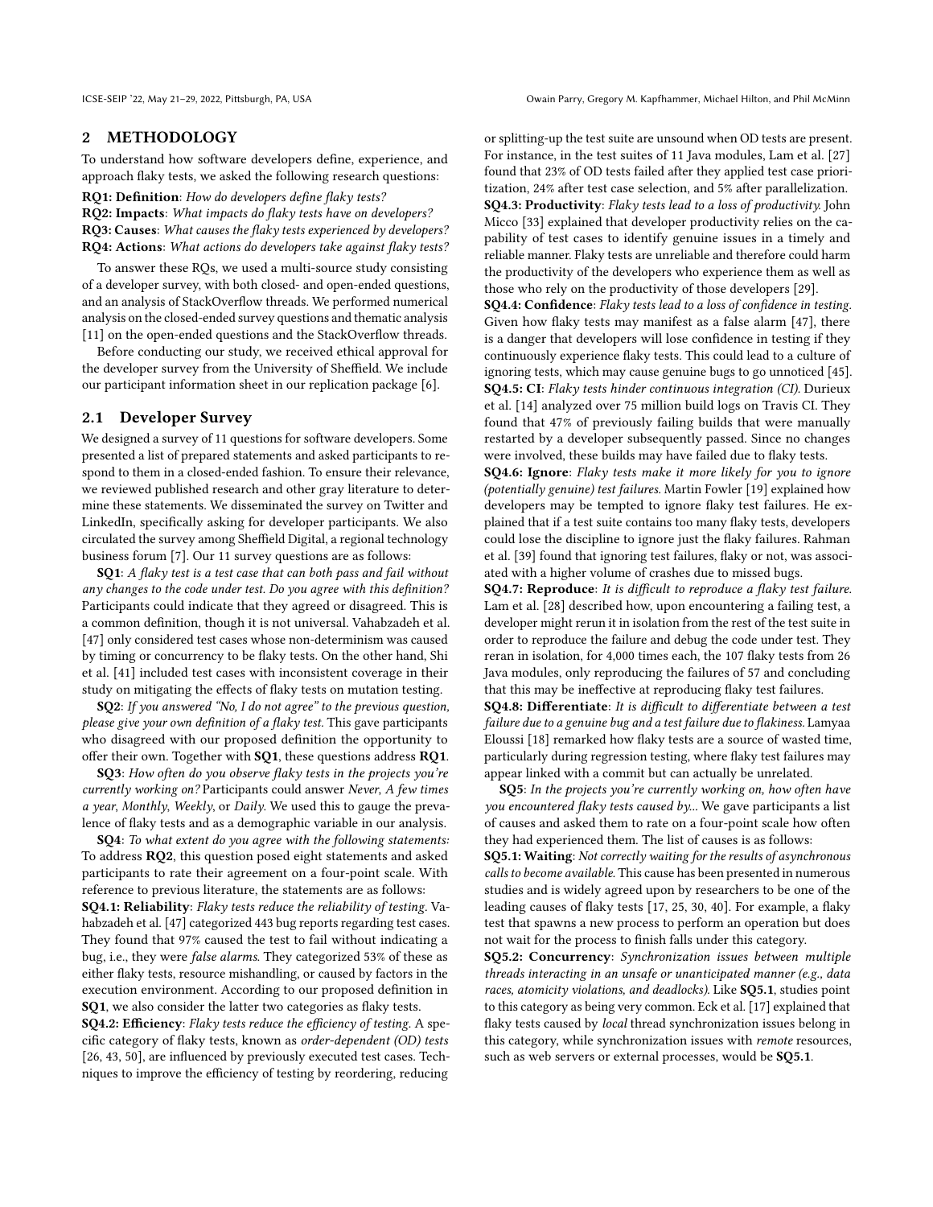## 2 METHODOLOGY

To understand how software developers define, experience, and approach flaky tests, we asked the following research questions:

**RQ1: Definition**: *How do developers define flaky tests?*
**RQ2: Impacts**: *What impacts do flaky tests have on developers?*
**RQ3: Causes**: *What causes the flaky tests experienced by developers?*
**RQ4: Actions**: *What actions do developers take against flaky tests?*

To answer these RQs, we used a multi-source study consisting of a developer survey, with both closed- and open-ended questions, and an analysis of StackOverflow threads. We performed numerical analysis on the closed-ended survey questions and thematic analysis [11] on the open-ended questions and the StackOverflow threads.

Before conducting our study, we received ethical approval for the developer survey from the University of Sheffield. We include our participant information sheet in our replication package [6].

### 2.1 Developer Survey

We designed a survey of 11 questions for software developers. Some presented a list of prepared statements and asked participants to respond to them in a closed-ended fashion. To ensure their relevance, we reviewed published research and other gray literature to determine these statements. We disseminated the survey on Twitter and LinkedIn, specifically asking for developer participants. We also circulated the survey among Sheffield Digital, a regional technology business forum [7]. Our 11 survey questions are as follows:

**SQ1**: *A flaky test is a test case that can both pass and fail without any changes to the code under test. Do you agree with this definition?* Participants could indicate that they agreed or disagreed. This is a common definition, though it is not universal. Vahabzadeh et al. [47] only considered test cases whose non-determinism was caused by timing or concurrency to be flaky tests. On the other hand, Shi et al. [41] included test cases with inconsistent coverage in their study on mitigating the effects of flaky tests on mutation testing.

**SQ2**: *If you answered "No, I do not agree" to the previous question, please give your own definition of a flaky test.* This gave participants who disagreed with our proposed definition the opportunity to offer their own. Together with **SQ1**, these questions address **RQ1**.

**SQ3**: *How often do you observe flaky tests in the projects you're currently working on?* Participants could answer *Never*, *A few times a year*, *Monthly*, *Weekly*, or *Daily*. We used this to gauge the prevalence of flaky tests and as a demographic variable in our analysis.

**SQ4**: *To what extent do you agree with the following statements:* To address **RQ2**, this question posed eight statements and asked participants to rate their agreement on a four-point scale. With reference to previous literature, the statements are as follows:

**SQ4.1: Reliability**: *Flaky tests reduce the reliability of testing.* Vahabzadeh et al. [47] categorized 443 bug reports regarding test cases. They found that 97% caused the test to fail without indicating a bug, i.e., they were *false alarms*. They categorized 53% of these as either flaky tests, resource mishandling, or caused by factors in the execution environment. According to our proposed definition in **SQ1**, we also consider the latter two categories as flaky tests.

**SQ4.2: Efficiency**: *Flaky tests reduce the efficiency of testing.* A specific category of flaky tests, known as *order-dependent (OD) tests* [26, 43, 50], are influenced by previously executed test cases. Techniques to improve the efficiency of testing by reordering, reducing or splitting-up the test suite are unsound when OD tests are present. For instance, in the test suites of 11 Java modules, Lam et al. [27] found that 23% of OD tests failed after they applied test case prioritization, 24% after test case selection, and 5% after parallelization.

**SQ4.3: Productivity**: *Flaky tests lead to a loss of productivity.* John Micco [33] explained that developer productivity relies on the capability of test cases to identify genuine issues in a timely and reliable manner. Flaky tests are unreliable and therefore could harm the productivity of the developers who experience them as well as those who rely on the productivity of those developers [29].

**SQ4.4: Confidence**: *Flaky tests lead to a loss of confidence in testing.* Given how flaky tests may manifest as a false alarm [47], there is a danger that developers will lose confidence in testing if they continuously experience flaky tests. This could lead to a culture of ignoring tests, which may cause genuine bugs to go unnoticed [45].

**SQ4.5: CI**: *Flaky tests hinder continuous integration (CI).* Durieux et al. [14] analyzed over 75 million build logs on Travis CI. They found that 47% of previously failing builds that were manually restarted by a developer subsequently passed. Since no changes were involved, these builds may have failed due to flaky tests.

**SQ4.6: Ignore**: *Flaky tests make it more likely for you to ignore (potentially genuine) test failures.* Martin Fowler [19] explained how developers may be tempted to ignore flaky test failures. He explained that if a test suite contains too many flaky tests, developers could lose the discipline to ignore just the flaky failures. Rahman et al. [39] found that ignoring test failures, flaky or not, was associated with a higher volume of crashes due to missed bugs.

**SQ4.7: Reproduce**: *It is difficult to reproduce a flaky test failure.* Lam et al. [28] described how, upon encountering a failing test, a developer might rerun it in isolation from the rest of the test suite in order to reproduce the failure and debug the code under test. They reran in isolation, for 4,000 times each, the 107 flaky tests from 26 Java modules, only reproducing the failures of 57 and concluding that this may be ineffective at reproducing flaky test failures.

**SQ4.8: Differentiate**: *It is difficult to differentiate between a test failure due to a genuine bug and a test failure due to flakiness.* Lamyaa Eloussi [18] remarked how flaky tests are a source of wasted time, particularly during regression testing, where flaky test failures may appear linked with a commit but can actually be unrelated.

**SQ5**: *In the projects you're currently working on, how often have you encountered flaky tests caused by...* We gave participants a list of causes and asked them to rate on a four-point scale how often they had experienced them. The list of causes is as follows:

**SQ5.1: Waiting**: *Not correctly waiting for the results of asynchronous calls to become available.* This cause has been presented in numerous studies and is widely agreed upon by researchers to be one of the leading causes of flaky tests [17, 25, 30, 40]. For example, a flaky test that spawns a new process to perform an operation but does not wait for the process to finish falls under this category.

**SQ5.2: Concurrency**: *Synchronization issues between multiple threads interacting in an unsafe or unanticipated manner (e.g., data races, atomicity violations, and deadlocks).* Like **SQ5.1**, studies point to this category as being very common. Eck et al. [17] explained that flaky tests caused by *local* thread synchronization issues belong in this category, while synchronization issues with *remote* resources, such as web servers or external processes, would be **SQ5.1**.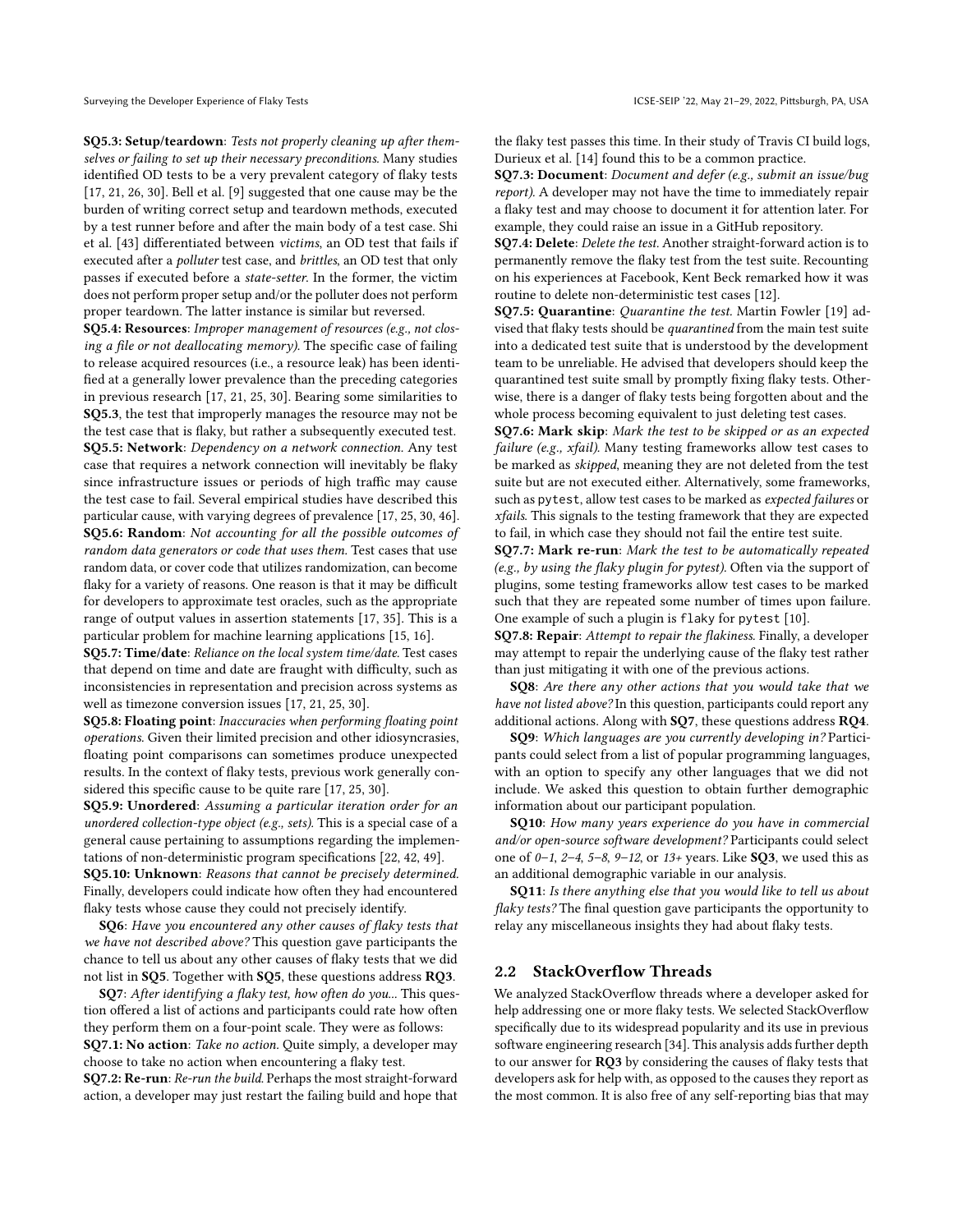**SQ5.3: Setup/teardown**: *Tests not properly cleaning up after themselves or failing to set up their necessary preconditions.* Many studies identified OD tests to be a very prevalent category of flaky tests [17, 21, 26, 30]. Bell et al. [9] suggested that one cause may be the burden of writing correct setup and teardown methods, executed by a test runner before and after the main body of a test case. Shi et al. [43] differentiated between *victims*, an OD test that fails if executed after a *polluter* test case, and *brittles*, an OD test that only passes if executed before a *state-setter*. In the former, the victim does not perform proper setup and/or the polluter does not perform proper teardown. The latter instance is similar but reversed.

**SQ5.4: Resources**: *Improper management of resources (e.g., not closing a file or not deallocating memory).* The specific case of failing to release acquired resources (i.e., a resource leak) has been identified at a generally lower prevalence than the preceding categories in previous research [17, 21, 25, 30]. Bearing some similarities to **SQ5.3**, the test that improperly manages the resource may not be the test case that is flaky, but rather a subsequently executed test.

**SQ5.5: Network**: *Dependency on a network connection.* Any test case that requires a network connection will inevitably be flaky since infrastructure issues or periods of high traffic may cause the test case to fail. Several empirical studies have described this particular cause, with varying degrees of prevalence [17, 25, 30, 46].

**SQ5.6: Random**: *Not accounting for all the possible outcomes of random data generators or code that uses them.* Test cases that use random data, or cover code that utilizes randomization, can become flaky for a variety of reasons. One reason is that it may be difficult for developers to approximate test oracles, such as the appropriate range of output values in assertion statements [17, 35]. This is a particular problem for machine learning applications [15, 16].

**SQ5.7: Time/date**: *Reliance on the local system time/date.* Test cases that depend on time and date are fraught with difficulty, such as inconsistencies in representation and precision across systems as well as timezone conversion issues [17, 21, 25, 30].

**SQ5.8: Floating point**: *Inaccuracies when performing floating point operations.* Given their limited precision and other idiosyncrasies, floating point comparisons can sometimes produce unexpected results. In the context of flaky tests, previous work generally considered this specific cause to be quite rare [17, 25, 30].

**SQ5.9: Unordered**: *Assuming a particular iteration order for an unordered collection-type object (e.g., sets).* This is a special case of a general cause pertaining to assumptions regarding the implementations of non-deterministic program specifications [22, 42, 49].

**SQ5.10: Unknown**: *Reasons that cannot be precisely determined.* Finally, developers could indicate how often they had encountered flaky tests whose cause they could not precisely identify.

**SQ6**: *Have you encountered any other causes of flaky tests that we have not described above?* This question gave participants the chance to tell us about any other causes of flaky tests that we did not list in **SQ5**. Together with **SQ5**, these questions address **RQ3**.

**SQ7**: *After identifying a flaky test, how often do you...* This question offered a list of actions and participants could rate how often they perform them on a four-point scale. They were as follows:

**SQ7.1: No action**: *Take no action.* Quite simply, a developer may choose to take no action when encountering a flaky test.

**SQ7.2: Re-run**: *Re-run the build.* Perhaps the most straight-forward action, a developer may just restart the failing build and hope that the flaky test passes this time. In their study of Travis CI build logs, Durieux et al. [14] found this to be a common practice.

**SQ7.3: Document**: *Document and defer (e.g., submit an issue/bug report).* A developer may not have the time to immediately repair a flaky test and may choose to document it for attention later. For example, they could raise an issue in a GitHub repository.

**SQ7.4: Delete**: *Delete the test.* Another straight-forward action is to permanently remove the flaky test from the test suite. Recounting on his experiences at Facebook, Kent Beck remarked how it was routine to delete non-deterministic test cases [12].

**SQ7.5: Quarantine**: *Quarantine the test.* Martin Fowler [19] advised that flaky tests should be *quarantined* from the main test suite into a dedicated test suite that is understood by the development team to be unreliable. He advised that developers should keep the quarantined test suite small by promptly fixing flaky tests. Otherwise, there is a danger of flaky tests being forgotten about and the whole process becoming equivalent to just deleting test cases.

**SQ7.6: Mark skip**: *Mark the test to be skipped or as an expected failure (e.g., xfail).* Many testing frameworks allow test cases to be marked as *skipped*, meaning they are not deleted from the test suite but are not executed either. Alternatively, some frameworks, such as `pytest`, allow test cases to be marked as *expected failures* or *xfails*. This signals to the testing framework that they are expected to fail, in which case they should not fail the entire test suite.

**SQ7.7: Mark re-run**: *Mark the test to be automatically repeated (e.g., by using the flaky plugin for pytest).* Often via the support of plugins, some testing frameworks allow test cases to be marked such that they are repeated some number of times upon failure. One example of such a plugin is `flaky` for `pytest` [10].

**SQ7.8: Repair**: *Attempt to repair the flakiness.* Finally, a developer may attempt to repair the underlying cause of the flaky test rather than just mitigating it with one of the previous actions.

**SQ8**: *Are there any other actions that you would take that we have not listed above?* In this question, participants could report any additional actions. Along with **SQ7**, these questions address **RQ4**.

**SQ9**: *Which languages are you currently developing in?* Participants could select from a list of popular programming languages, with an option to specify any other languages that we did not include. We asked this question to obtain further demographic information about our participant population.

**SQ10**: *How many years experience do you have in commercial and/or open-source software development?* Participants could select one of *0–1*, *2–4*, *5–8*, *9–12*, or *13+* years. Like **SQ3**, we used this as an additional demographic variable in our analysis.

**SQ11**: *Is there anything else that you would like to tell us about flaky tests?* The final question gave participants the opportunity to relay any miscellaneous insights they had about flaky tests.

## 2.2 StackOverflow Threads

We analyzed StackOverflow threads where a developer asked for help addressing one or more flaky tests. We selected StackOverflow specifically due to its widespread popularity and its use in previous software engineering research [34]. This analysis adds further depth to our answer for **RQ3** by considering the causes of flaky tests that developers ask for help with, as opposed to the causes they report as the most common. It is also free of any self-reporting bias that may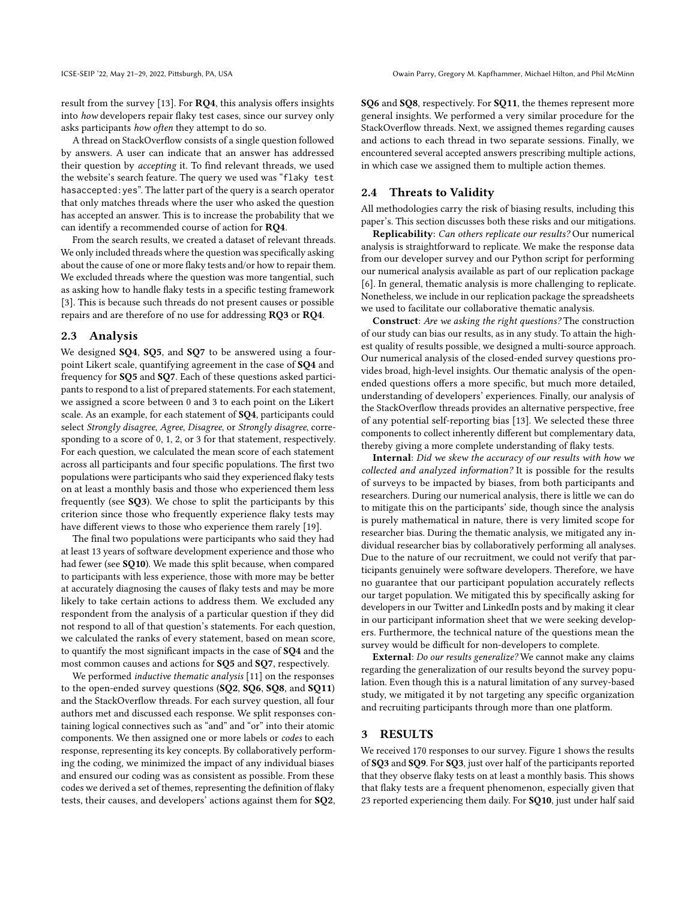result from the survey [13]. For **RQ4**, this analysis offers insights into *how* developers repair flaky test cases, since our survey only asks participants *how often* they attempt to do so.

A thread on StackOverflow consists of a single question followed by answers. A user can indicate that an answer has addressed their question by *accepting* it. To find relevant threads, we used the website's search feature. The query we used was "`flaky test hasaccepted:yes`". The latter part of the query is a search operator that only matches threads where the user who asked the question has accepted an answer. This is to increase the probability that we can identify a recommended course of action for **RQ4**.

From the search results, we created a dataset of relevant threads. We only included threads where the question was specifically asking about the cause of one or more flaky tests and/or how to repair them. We excluded threads where the question was more tangential, such as asking how to handle flaky tests in a specific testing framework [3]. This is because such threads do not present causes or possible repairs and are therefore of no use for addressing **RQ3** or **RQ4**.

## 2.3 Analysis

We designed **SQ4**, **SQ5**, and **SQ7** to be answered using a four-point Likert scale, quantifying agreement in the case of **SQ4** and frequency for **SQ5** and **SQ7**. Each of these questions asked participants to respond to a list of prepared statements. For each statement, we assigned a score between 0 and 3 to each point on the Likert scale. As an example, for each statement of **SQ4**, participants could select *Strongly disagree*, *Agree*, *Disagree*, or *Strongly disagree*, corresponding to a score of 0, 1, 2, or 3 for that statement, respectively. For each question, we calculated the mean score of each statement across all participants and four specific populations. The first two populations were participants who said they experienced flaky tests on at least a monthly basis and those who experienced them less frequently (see **SQ3**). We chose to split the participants by this criterion since those who frequently experience flaky tests may have different views to those who experience them rarely [19].

The final two populations were participants who said they had at least 13 years of software development experience and those who had fewer (see **SQ10**). We made this split because, when compared to participants with less experience, those with more may be better at accurately diagnosing the causes of flaky tests and may be more likely to take certain actions to address them. We excluded any respondent from the analysis of a particular question if they did not respond to all of that question's statements. For each question, we calculated the ranks of every statement, based on mean score, to quantify the most significant impacts in the case of **SQ4** and the most common causes and actions for **SQ5** and **SQ7**, respectively.

We performed *inductive thematic analysis* [11] on the responses to the open-ended survey questions (**SQ2**, **SQ6**, **SQ8**, and **SQ11**) and the StackOverflow threads. For each survey question, all four authors met and discussed each response. We split responses containing logical connectives such as "and" and "or" into their atomic components. We then assigned one or more labels or *codes* to each response, representing its key concepts. By collaboratively performing the coding, we minimized the impact of any individual biases and ensured our coding was as consistent as possible. From these codes we derived a set of themes, representing the definition of flaky tests, their causes, and developers' actions against them for **SQ2**, **SQ6** and **SQ8**, respectively. For **SQ11**, the themes represent more general insights. We performed a very similar procedure for the StackOverflow threads. Next, we assigned themes regarding causes and actions to each thread in two separate sessions. Finally, we encountered several accepted answers prescribing multiple actions, in which case we assigned them to multiple action themes.

## 2.4 Threats to Validity

All methodologies carry the risk of biasing results, including this paper's. This section discusses both these risks and our mitigations.

**Replicability**: *Can others replicate our results?* Our numerical analysis is straightforward to replicate. We make the response data from our developer survey and our Python script for performing our numerical analysis available as part of our replication package [6]. In general, thematic analysis is more challenging to replicate. Nonetheless, we include in our replication package the spreadsheets we used to facilitate our collaborative thematic analysis.

**Construct**: *Are we asking the right questions?* The construction of our study can bias our results, as in any study. To attain the highest quality of results possible, we designed a multi-source approach. Our numerical analysis of the closed-ended survey questions provides broad, high-level insights. Our thematic analysis of the open-ended questions offers a more specific, but much more detailed, understanding of developers' experiences. Finally, our analysis of the StackOverflow threads provides an alternative perspective, free of any potential self-reporting bias [13]. We selected these three components to collect inherently different but complementary data, thereby giving a more complete understanding of flaky tests.

**Internal**: *Did we skew the accuracy of our results with how we collected and analyzed information?* It is possible for the results of surveys to be impacted by biases, from both participants and researchers. During our numerical analysis, there is little we can do to mitigate this on the participants' side, though since the analysis is purely mathematical in nature, there is very limited scope for researcher bias. During the thematic analysis, we mitigated any individual researcher bias by collaboratively performing all analyses. Due to the nature of our recruitment, we could not verify that participants genuinely were software developers. Therefore, we have no guarantee that our participant population accurately reflects our target population. We mitigated this by specifically asking for developers in our Twitter and LinkedIn posts and by making it clear in our participant information sheet that we were seeking developers. Furthermore, the technical nature of the questions mean the survey would be difficult for non-developers to complete.

**External**: *Do our results generalize?* We cannot make any claims regarding the generalization of our results beyond the survey population. Even though this is a natural limitation of any survey-based study, we mitigated it by not targeting any specific organization and recruiting participants through more than one platform.

# 3 RESULTS

We received 170 responses to our survey. Figure 1 shows the results of **SQ3** and **SQ9**. For **SQ3**, just over half of the participants reported that they observe flaky tests on at least a monthly basis. This shows that flaky tests are a frequent phenomenon, especially given that 23 reported experiencing them daily. For **SQ10**, just under half said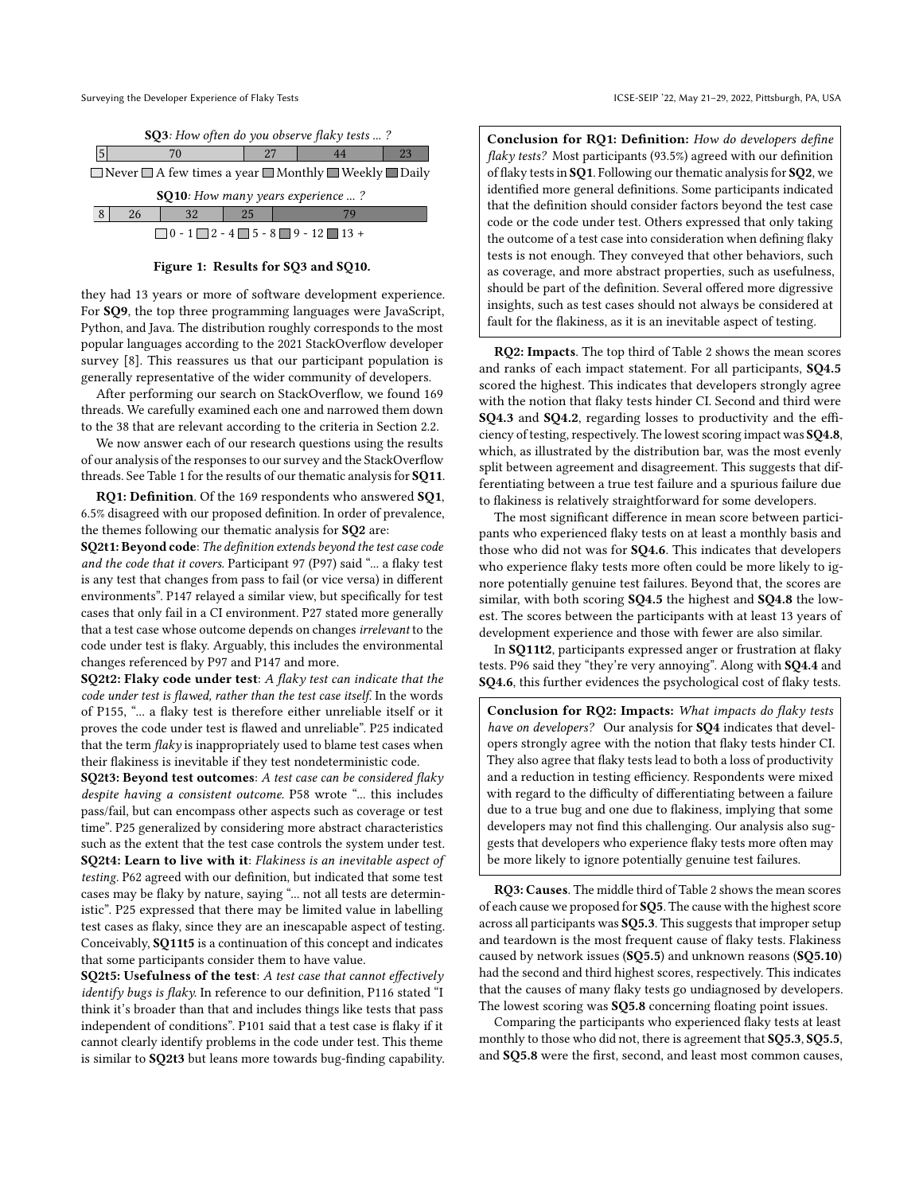**SQ3**: *How often do you observe flaky tests ... ?*

| Never | A few times a year | Monthly | Weekly | Daily |
|---|---|---|---|---|
| 5 | 70 | 27 | 44 | 23 |

**SQ10**: *How many years experience ... ?*

| 0 - 1 | 2 - 4 | 5 - 8 | 9 - 12 | 13 + |
|---|---|---|---|---|
| 8 | 26 | 32 | 25 | 79 |

**Figure 1: Results for SQ3 and SQ10.**

they had 13 years or more of software development experience. For **SQ9**, the top three programming languages were JavaScript, Python, and Java. The distribution roughly corresponds to the most popular languages according to the 2021 StackOverflow developer survey [8]. This reassures us that our participant population is generally representative of the wider community of developers.

After performing our search on StackOverflow, we found 169 threads. We carefully examined each one and narrowed them down to the 38 that are relevant according to the criteria in Section 2.2.

We now answer each of our research questions using the results of our analysis of the responses to our survey and the StackOverflow threads. See Table 1 for the results of our thematic analysis for **SQ11**.

**RQ1: Definition**. Of the 169 respondents who answered **SQ1**, 6.5% disagreed with our proposed definition. In order of prevalence, the themes following our thematic analysis for **SQ2** are:

**SQ2t1: Beyond code**: *The definition extends beyond the test case code and the code that it covers.* Participant 97 (P97) said "... a flaky test is any test that changes from pass to fail (or vice versa) in different environments". P147 relayed a similar view, but specifically for test cases that only fail in a CI environment. P27 stated more generally that a test case whose outcome depends on changes *irrelevant* to the code under test is flaky. Arguably, this includes the environmental changes referenced by P97 and P147 and more.

**SQ2t2: Flaky code under test**: *A flaky test can indicate that the code under test is flawed, rather than the test case itself.* In the words of P155, "... a flaky test is therefore either unreliable itself or it proves the code under test is flawed and unreliable". P25 indicated that the term *flaky* is inappropriately used to blame test cases when their flakiness is inevitable if they test nondeterministic code.

**SQ2t3: Beyond test outcomes**: *A test case can be considered flaky despite having a consistent outcome.* P58 wrote "... this includes pass/fail, but can encompass other aspects such as coverage or test time". P25 generalized by considering more abstract characteristics such as the extent that the test case controls the system under test.

**SQ2t4: Learn to live with it**: *Flakiness is an inevitable aspect of testing.* P62 agreed with our definition, but indicated that some test cases may be flaky by nature, saying "... not all tests are deterministic". P25 expressed that there may be limited value in labelling test cases as flaky, since they are an inescapable aspect of testing. Conceivably, **SQ11t5** is a continuation of this concept and indicates that some participants consider them to have value.

**SQ2t5: Usefulness of the test**: *A test case that cannot effectively identify bugs is flaky.* In reference to our definition, P116 stated "I think it's broader than that and includes things like tests that pass independent of conditions". P101 said that a test case is flaky if it cannot clearly identify problems in the code under test. This theme is similar to **SQ2t3** but leans more towards bug-finding capability.

> **Conclusion for RQ1: Definition:** *How do developers define flaky tests?* Most participants (93.5%) agreed with our definition of flaky tests in **SQ1**. Following our thematic analysis for **SQ2**, we identified more general definitions. Some participants indicated that the definition should consider factors beyond the test case code or the code under test. Others expressed that only taking the outcome of a test case into consideration when defining flaky tests is not enough. They conveyed that other behaviors, such as coverage, and more abstract properties, such as usefulness, should be part of the definition. Several offered more digressive insights, such as test cases should not always be considered at fault for the flakiness, as it is an inevitable aspect of testing.

**RQ2: Impacts**. The top third of Table 2 shows the mean scores and ranks of each impact statement. For all participants, **SQ4.5** scored the highest. This indicates that developers strongly agree with the notion that flaky tests hinder CI. Second and third were **SQ4.3** and **SQ4.2**, regarding losses to productivity and the efficiency of testing, respectively. The lowest scoring impact was **SQ4.8**, which, as illustrated by the distribution bar, was the most evenly split between agreement and disagreement. This suggests that differentiating between a true test failure and a spurious failure due to flakiness is relatively straightforward for some developers.

The most significant difference in mean score between participants who experienced flaky tests on at least a monthly basis and those who did not was for **SQ4.6**. This indicates that developers who experience flaky tests more often could be more likely to ignore potentially genuine test failures. Beyond that, the scores are similar, with both scoring **SQ4.5** the highest and **SQ4.8** the lowest. The scores between the participants with at least 13 years of development experience and those with fewer are also similar.

In **SQ11t2**, participants expressed anger or frustration at flaky tests. P96 said they "they're very annoying". Along with **SQ4.4** and **SQ4.6**, this further evidences the psychological cost of flaky tests.

> **Conclusion for RQ2: Impacts:** *What impacts do flaky tests have on developers?* Our analysis for **SQ4** indicates that developers strongly agree with the notion that flaky tests hinder CI. They also agree that flaky tests lead to both a loss of productivity and a reduction in testing efficiency. Respondents were mixed with regard to the difficulty of differentiating between a failure due to a true bug and one due to flakiness, implying that some developers may not find this challenging. Our analysis also suggests that developers who experience flaky tests more often may be more likely to ignore potentially genuine test failures.

**RQ3: Causes**. The middle third of Table 2 shows the mean scores of each cause we proposed for **SQ5**. The cause with the highest score across all participants was **SQ5.3**. This suggests that improper setup and teardown is the most frequent cause of flaky tests. Flakiness caused by network issues (**SQ5.5**) and unknown reasons (**SQ5.10**) had the second and third highest scores, respectively. This indicates that the causes of many flaky tests go undiagnosed by developers. The lowest scoring was **SQ5.8** concerning floating point issues.

Comparing the participants who experienced flaky tests at least monthly to those who did not, there is agreement that **SQ5.3**, **SQ5.5**, and **SQ5.8** were the first, second, and least most common causes,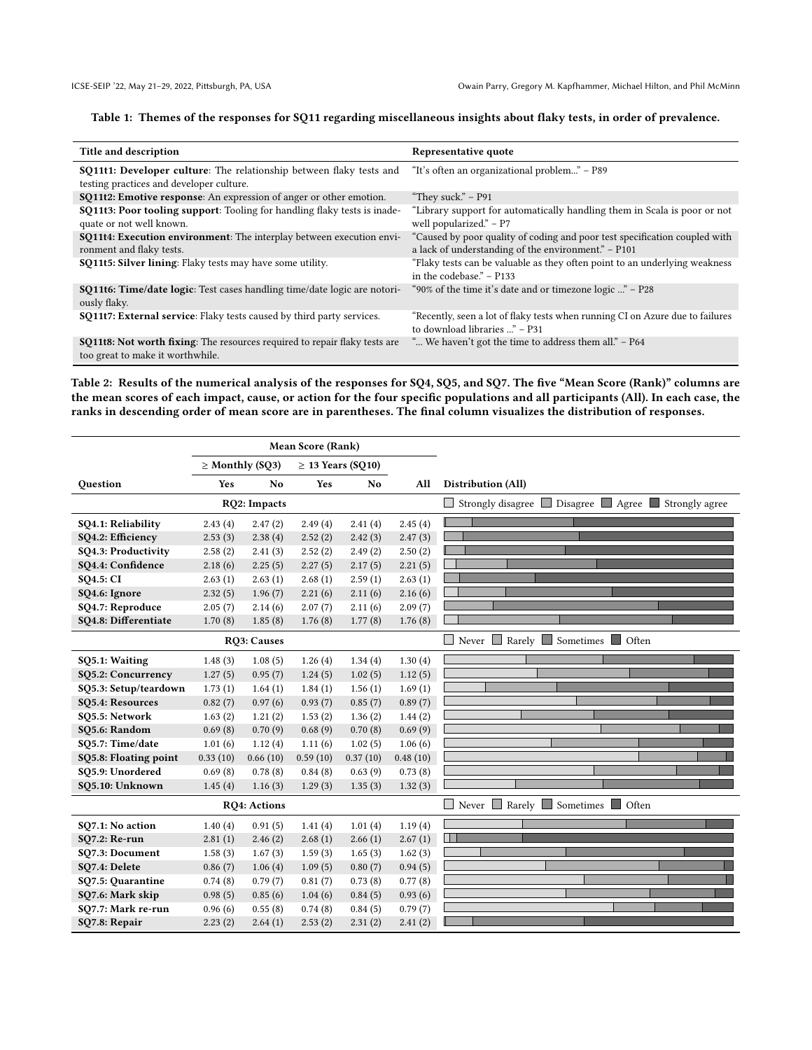**Table 1: Themes of the responses for SQ11 regarding miscellaneous insights about flaky tests, in order of prevalence.**

| Title and description | Representative quote |
| --- | --- |
| **SQ11t1: Developer culture**: The relationship between flaky tests and testing practices and developer culture. | "It's often an organizational problem..." – P89 |
| **SQ11t2: Emotive response**: An expression of anger or other emotion. | "They suck." – P91 |
| **SQ11t3: Poor tooling support**: Tooling for handling flaky tests is inadequate or not well known. | "Library support for automatically handling them in Scala is poor or not well popularized." – P7 |
| **SQ11t4: Execution environment**: The interplay between execution environment and flaky tests. | "Caused by poor quality of coding and poor test specification coupled with a lack of understanding of the environment." – P101 |
| **SQ11t5: Silver lining**: Flaky tests may have some utility. | "Flaky tests can be valuable as they often point to an underlying weakness in the codebase." – P133 |
| **SQ11t6: Time/date logic**: Test cases handling time/date logic are notoriously flaky. | "90% of the time it's date and or timezone logic ..." – P28 |
| **SQ11t7: External service**: Flaky tests caused by third party services. | "Recently, seen a lot of flaky tests when running CI on Azure due to failures to download libraries ..." – P31 |
| **SQ11t8: Not worth fixing**: The resources required to repair flaky tests are too great to make it worthwhile. | "... We haven't got the time to address them all." – P64 |

**Table 2: Results of the numerical analysis of the responses for SQ4, SQ5, and SQ7. The five "Mean Score (Rank)" columns are the mean scores of each impact, cause, or action for the four specific populations and all participants (All). In each case, the ranks in descending order of mean score are in parentheses. The final column visualizes the distribution of responses.**

| | Mean Score (Rank) | | | | | |
| --- | --- | --- | --- | --- | --- | --- |
| | ≥ Monthly (SQ3) | | ≥ 13 Years (SQ10) | | | |
| **Question** | **Yes** | **No** | **Yes** | **No** | **All** | **Distribution (All)** |
| | **RQ2: Impacts** | | | | | Strongly disagree / Disagree / Agree / Strongly agree |
| **SQ4.1: Reliability** | 2.43 (4) | 2.47 (2) | 2.49 (4) | 2.41 (4) | 2.45 (4) | |
| **SQ4.2: Efficiency** | 2.53 (3) | 2.38 (4) | 2.52 (2) | 2.42 (3) | 2.47 (3) | |
| **SQ4.3: Productivity** | 2.58 (2) | 2.41 (3) | 2.52 (2) | 2.49 (2) | 2.50 (2) | |
| **SQ4.4: Confidence** | 2.18 (6) | 2.25 (5) | 2.27 (5) | 2.17 (5) | 2.21 (5) | |
| **SQ4.5: CI** | 2.63 (1) | 2.63 (1) | 2.68 (1) | 2.59 (1) | 2.63 (1) | |
| **SQ4.6: Ignore** | 2.32 (5) | 1.96 (7) | 2.21 (6) | 2.11 (6) | 2.16 (6) | |
| **SQ4.7: Reproduce** | 2.05 (7) | 2.14 (6) | 2.07 (7) | 2.11 (6) | 2.09 (7) | |
| **SQ4.8: Differentiate** | 1.70 (8) | 1.85 (8) | 1.76 (8) | 1.77 (8) | 1.76 (8) | |
| | **RQ3: Causes** | | | | | Never / Rarely / Sometimes / Often |
| **SQ5.1: Waiting** | 1.48 (3) | 1.08 (5) | 1.26 (4) | 1.34 (4) | 1.30 (4) | |
| **SQ5.2: Concurrency** | 1.27 (5) | 0.95 (7) | 1.24 (5) | 1.02 (5) | 1.12 (5) | |
| **SQ5.3: Setup/teardown** | 1.73 (1) | 1.64 (1) | 1.84 (1) | 1.56 (1) | 1.69 (1) | |
| **SQ5.4: Resources** | 0.82 (7) | 0.97 (6) | 0.93 (7) | 0.85 (7) | 0.89 (7) | |
| **SQ5.5: Network** | 1.63 (2) | 1.21 (2) | 1.53 (2) | 1.36 (2) | 1.44 (2) | |
| **SQ5.6: Random** | 0.69 (8) | 0.70 (9) | 0.68 (9) | 0.70 (8) | 0.69 (9) | |
| **SQ5.7: Time/date** | 1.01 (6) | 1.12 (4) | 1.11 (6) | 1.02 (5) | 1.06 (6) | |
| **SQ5.8: Floating point** | 0.33 (10) | 0.66 (10) | 0.59 (10) | 0.37 (10) | 0.48 (10) | |
| **SQ5.9: Unordered** | 0.69 (8) | 0.78 (8) | 0.84 (8) | 0.63 (9) | 0.73 (8) | |
| **SQ5.10: Unknown** | 1.45 (4) | 1.16 (3) | 1.29 (3) | 1.35 (3) | 1.32 (3) | |
| | **RQ4: Actions** | | | | | Never / Rarely / Sometimes / Often |
| **SQ7.1: No action** | 1.40 (4) | 0.91 (5) | 1.41 (4) | 1.01 (4) | 1.19 (4) | |
| **SQ7.2: Re-run** | 2.81 (1) | 2.46 (2) | 2.68 (1) | 2.66 (1) | 2.67 (1) | |
| **SQ7.3: Document** | 1.58 (3) | 1.67 (3) | 1.59 (3) | 1.65 (3) | 1.62 (3) | |
| **SQ7.4: Delete** | 0.86 (7) | 1.06 (4) | 1.09 (5) | 0.80 (7) | 0.94 (5) | |
| **SQ7.5: Quarantine** | 0.74 (8) | 0.79 (7) | 0.81 (7) | 0.73 (8) | 0.77 (8) | |
| **SQ7.6: Mark skip** | 0.98 (5) | 0.85 (6) | 1.04 (6) | 0.84 (5) | 0.93 (6) | |
| **SQ7.7: Mark re-run** | 0.96 (6) | 0.55 (8) | 0.74 (8) | 0.84 (5) | 0.79 (7) | |
| **SQ7.8: Repair** | 2.23 (2) | 2.64 (1) | 2.53 (2) | 2.31 (2) | 2.41 (2) | |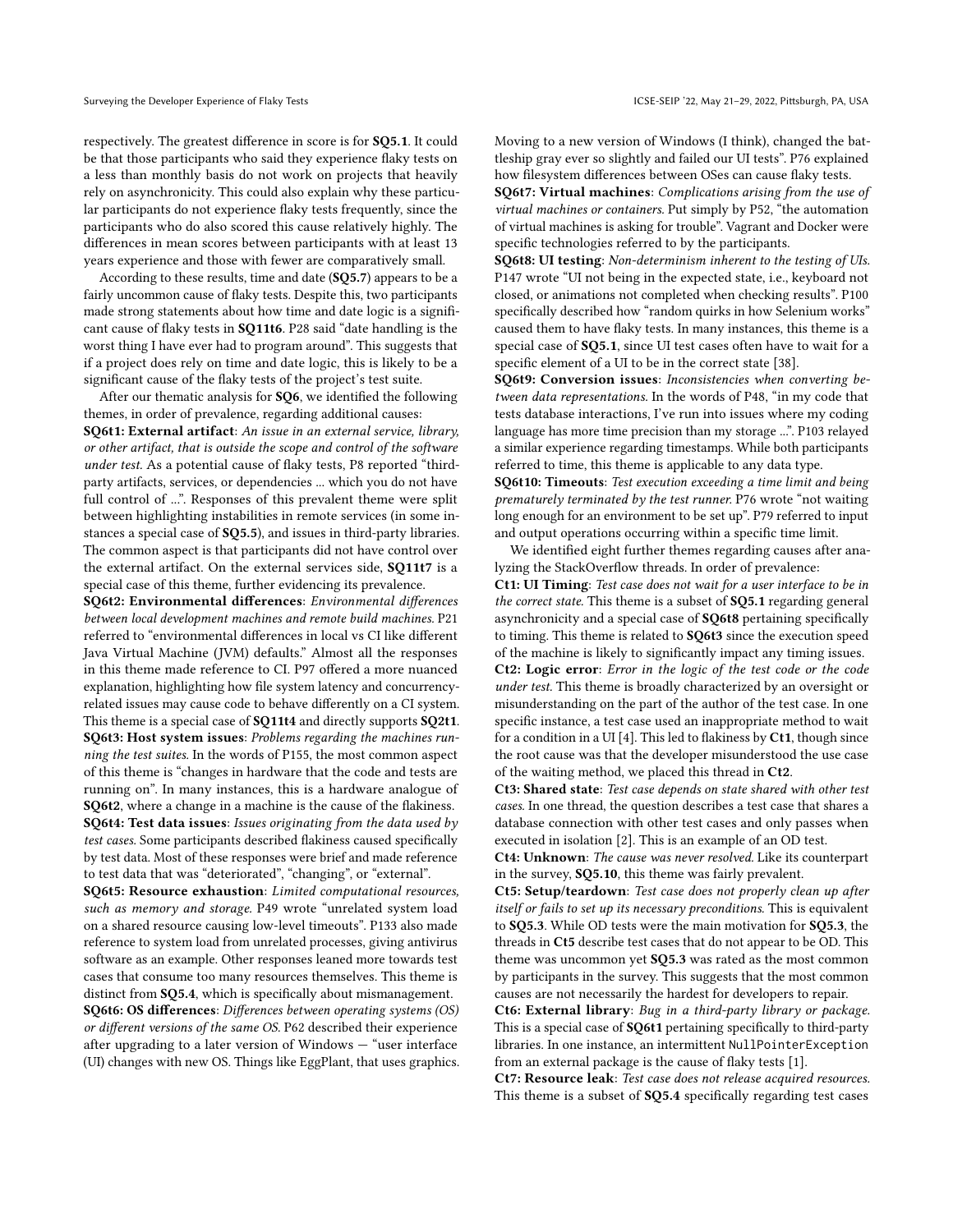respectively. The greatest difference in score is for **SQ5.1**. It could be that those participants who said they experience flaky tests on a less than monthly basis do not work on projects that heavily rely on asynchronicity. This could also explain why these particular participants do not experience flaky tests frequently, since the participants who do also scored this cause relatively highly. The differences in mean scores between participants with at least 13 years experience and those with fewer are comparatively small.

According to these results, time and date (**SQ5.7**) appears to be a fairly uncommon cause of flaky tests. Despite this, two participants made strong statements about how time and date logic is a significant cause of flaky tests in **SQ11t6**. P28 said "date handling is the worst thing I have ever had to program around". This suggests that if a project does rely on time and date logic, this is likely to be a significant cause of the flaky tests of the project's test suite.

After our thematic analysis for **SQ6**, we identified the following themes, in order of prevalence, regarding additional causes:

**SQ6t1: External artifact**: *An issue in an external service, library, or other artifact, that is outside the scope and control of the software under test.* As a potential cause of flaky tests, P8 reported "third-party artifacts, services, or dependencies ... which you do not have full control of ...". Responses of this prevalent theme were split between highlighting instabilities in remote services (in some instances a special case of **SQ5.5**), and issues in third-party libraries. The common aspect is that participants did not have control over the external artifact. On the external services side, **SQ11t7** is a special case of this theme, further evidencing its prevalence.

**SQ6t2: Environmental differences**: *Environmental differences between local development machines and remote build machines.* P21 referred to "environmental differences in local vs CI like different Java Virtual Machine (JVM) defaults." Almost all the responses in this theme made reference to CI. P97 offered a more nuanced explanation, highlighting how file system latency and concurrency-related issues may cause code to behave differently on a CI system. This theme is a special case of **SQ11t4** and directly supports **SQ2t1**.

**SQ6t3: Host system issues**: *Problems regarding the machines running the test suites.* In the words of P155, the most common aspect of this theme is "changes in hardware that the code and tests are running on". In many instances, this is a hardware analogue of **SQ6t2**, where a change in a machine is the cause of the flakiness.

**SQ6t4: Test data issues**: *Issues originating from the data used by test cases.* Some participants described flakiness caused specifically by test data. Most of these responses were brief and made reference to test data that was "deteriorated", "changing", or "external".

**SQ6t5: Resource exhaustion**: *Limited computational resources, such as memory and storage.* P49 wrote "unrelated system load on a shared resource causing low-level timeouts". P133 also made reference to system load from unrelated processes, giving antivirus software as an example. Other responses leaned more towards test cases that consume too many resources themselves. This theme is distinct from **SQ5.4**, which is specifically about mismanagement.

**SQ6t6: OS differences**: *Differences between operating systems (OS) or different versions of the same OS.* P62 described their experience after upgrading to a later version of Windows — "user interface (UI) changes with new OS. Things like EggPlant, that uses graphics. Moving to a new version of Windows (I think), changed the battleship gray ever so slightly and failed our UI tests". P76 explained how filesystem differences between OSes can cause flaky tests.

**SQ6t7: Virtual machines**: *Complications arising from the use of virtual machines or containers.* Put simply by P52, "the automation of virtual machines is asking for trouble". Vagrant and Docker were specific technologies referred to by the participants.

**SQ6t8: UI testing**: *Non-determinism inherent to the testing of UIs.* P147 wrote "UI not being in the expected state, i.e., keyboard not closed, or animations not completed when checking results". P100 specifically described how "random quirks in how Selenium works" caused them to have flaky tests. In many instances, this theme is a special case of **SQ5.1**, since UI test cases often have to wait for a specific element of a UI to be in the correct state [38].

**SQ6t9: Conversion issues**: *Inconsistencies when converting between data representations.* In the words of P48, "in my code that tests database interactions, I've run into issues where my coding language has more time precision than my storage ...". P103 relayed a similar experience regarding timestamps. While both participants referred to time, this theme is applicable to any data type.

**SQ6t10: Timeouts**: *Test execution exceeding a time limit and being prematurely terminated by the test runner.* P76 wrote "not waiting long enough for an environment to be set up". P79 referred to input and output operations occurring within a specific time limit.

We identified eight further themes regarding causes after analyzing the StackOverflow threads. In order of prevalence:

**Ct1: UI Timing**: *Test case does not wait for a user interface to be in the correct state.* This theme is a subset of **SQ5.1** regarding general asynchronicity and a special case of **SQ6t8** pertaining specifically to timing. This theme is related to **SQ6t3** since the execution speed of the machine is likely to significantly impact any timing issues.

**Ct2: Logic error**: *Error in the logic of the test code or the code under test.* This theme is broadly characterized by an oversight or misunderstanding on the part of the author of the test case. In one specific instance, a test case used an inappropriate method to wait for a condition in a UI [4]. This led to flakiness by **Ct1**, though since the root cause was that the developer misunderstood the use case of the waiting method, we placed this thread in **Ct2**.

**Ct3: Shared state**: *Test case depends on state shared with other test cases.* In one thread, the question describes a test case that shares a database connection with other test cases and only passes when executed in isolation [2]. This is an example of an OD test.

**Ct4: Unknown**: *The cause was never resolved.* Like its counterpart in the survey, **SQ5.10**, this theme was fairly prevalent.

**Ct5: Setup/teardown**: *Test case does not properly clean up after itself or fails to set up its necessary preconditions.* This is equivalent to **SQ5.3**. While OD tests were the main motivation for **SQ5.3**, the threads in **Ct5** describe test cases that do not appear to be OD. This theme was uncommon yet **SQ5.3** was rated as the most common by participants in the survey. This suggests that the most common causes are not necessarily the hardest for developers to repair.

**Ct6: External library**: *Bug in a third-party library or package.* This is a special case of **SQ6t1** pertaining specifically to third-party libraries. In one instance, an intermittent `NullPointerException` from an external package is the cause of flaky tests [1].

**Ct7: Resource leak**: *Test case does not release acquired resources.* This theme is a subset of **SQ5.4** specifically regarding test cases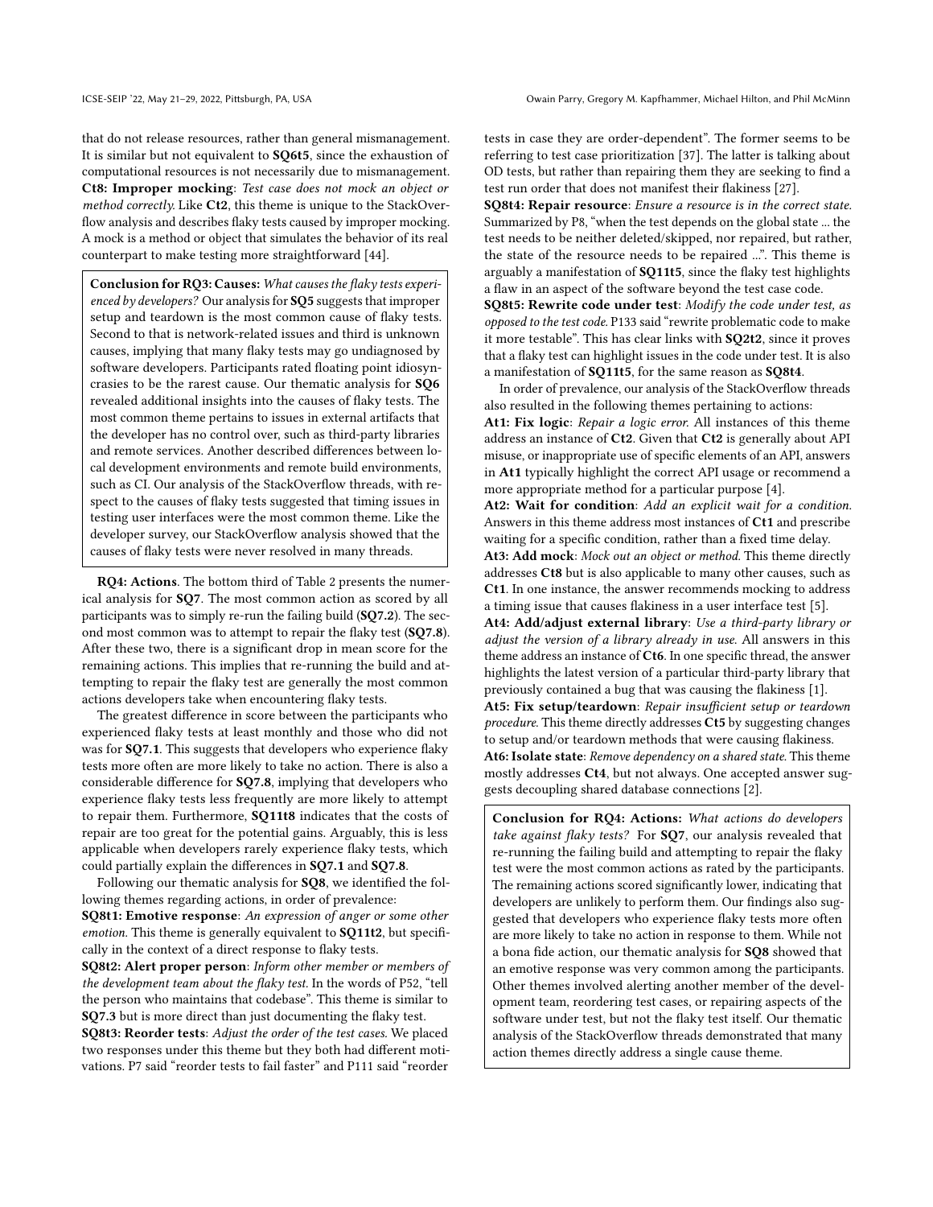that do not release resources, rather than general mismanagement. It is similar but not equivalent to **SQ6t5**, since the exhaustion of computational resources is not necessarily due to mismanagement. **Ct8: Improper mocking**: *Test case does not mock an object or method correctly.* Like **Ct2**, this theme is unique to the StackOverflow analysis and describes flaky tests caused by improper mocking. A mock is a method or object that simulates the behavior of its real counterpart to make testing more straightforward [44].

> **Conclusion for RQ3: Causes:** *What causes the flaky tests experienced by developers?* Our analysis for **SQ5** suggests that improper setup and teardown is the most common cause of flaky tests. Second to that is network-related issues and third is unknown causes, implying that many flaky tests may go undiagnosed by software developers. Participants rated floating point idiosyncrasies to be the rarest cause. Our thematic analysis for **SQ6** revealed additional insights into the causes of flaky tests. The most common theme pertains to issues in external artifacts that the developer has no control over, such as third-party libraries and remote services. Another described differences between local development environments and remote build environments, such as CI. Our analysis of the StackOverflow threads, with respect to the causes of flaky tests suggested that timing issues in testing user interfaces were the most common theme. Like the developer survey, our StackOverflow analysis showed that the causes of flaky tests were never resolved in many threads.

**RQ4: Actions**. The bottom third of Table 2 presents the numerical analysis for **SQ7**. The most common action as scored by all participants was to simply re-run the failing build (**SQ7.2**). The second most common was to attempt to repair the flaky test (**SQ7.8**). After these two, there is a significant drop in mean score for the remaining actions. This implies that re-running the build and attempting to repair the flaky test are generally the most common actions developers take when encountering flaky tests.

The greatest difference in score between the participants who experienced flaky tests at least monthly and those who did not was for **SQ7.1**. This suggests that developers who experience flaky tests more often are more likely to take no action. There is also a considerable difference for **SQ7.8**, implying that developers who experience flaky tests less frequently are more likely to attempt to repair them. Furthermore, **SQ11t8** indicates that the costs of repair are too great for the potential gains. Arguably, this is less applicable when developers rarely experience flaky tests, which could partially explain the differences in **SQ7.1** and **SQ7.8**.

Following our thematic analysis for **SQ8**, we identified the following themes regarding actions, in order of prevalence:

**SQ8t1: Emotive response**: *An expression of anger or some other emotion.* This theme is generally equivalent to **SQ11t2**, but specifically in the context of a direct response to flaky tests.

**SQ8t2: Alert proper person**: *Inform other member or members of the development team about the flaky test.* In the words of P52, "tell the person who maintains that codebase". This theme is similar to **SQ7.3** but is more direct than just documenting the flaky test.

**SQ8t3: Reorder tests**: *Adjust the order of the test cases.* We placed two responses under this theme but they both had different motivations. P7 said "reorder tests to fail faster" and P111 said "reorder tests in case they are order-dependent". The former seems to be referring to test case prioritization [37]. The latter is talking about OD tests, but rather than repairing them they are seeking to find a test run order that does not manifest their flakiness [27].

**SQ8t4: Repair resource**: *Ensure a resource is in the correct state.* Summarized by P8, "when the test depends on the global state ... the test needs to be neither deleted/skipped, nor repaired, but rather, the state of the resource needs to be repaired ...". This theme is arguably a manifestation of **SQ11t5**, since the flaky test highlights a flaw in an aspect of the software beyond the test case code.

**SQ8t5: Rewrite code under test**: *Modify the code under test, as opposed to the test code.* P133 said "rewrite problematic code to make it more testable". This has clear links with **SQ2t2**, since it proves that a flaky test can highlight issues in the code under test. It is also a manifestation of **SQ11t5**, for the same reason as **SQ8t4**.

In order of prevalence, our analysis of the StackOverflow threads also resulted in the following themes pertaining to actions:

**At1: Fix logic**: *Repair a logic error.* All instances of this theme address an instance of **Ct2**. Given that **Ct2** is generally about API misuse, or inappropriate use of specific elements of an API, answers in **At1** typically highlight the correct API usage or recommend a more appropriate method for a particular purpose [4].

**At2: Wait for condition**: *Add an explicit wait for a condition.* Answers in this theme address most instances of **Ct1** and prescribe waiting for a specific condition, rather than a fixed time delay.

**At3: Add mock**: *Mock out an object or method.* This theme directly addresses **Ct8** but is also applicable to many other causes, such as **Ct1**. In one instance, the answer recommends mocking to address a timing issue that causes flakiness in a user interface test [5].

**At4: Add/adjust external library**: *Use a third-party library or adjust the version of a library already in use.* All answers in this theme address an instance of **Ct6**. In one specific thread, the answer highlights the latest version of a particular third-party library that previously contained a bug that was causing the flakiness [1].

**At5: Fix setup/teardown**: *Repair insufficient setup or teardown procedure.* This theme directly addresses **Ct5** by suggesting changes to setup and/or teardown methods that were causing flakiness.

**At6: Isolate state**: *Remove dependency on a shared state.* This theme mostly addresses **Ct4**, but not always. One accepted answer suggests decoupling shared database connections [2].

> **Conclusion for RQ4: Actions:** *What actions do developers take against flaky tests?* For **SQ7**, our analysis revealed that re-running the failing build and attempting to repair the flaky test were the most common actions as rated by the participants. The remaining actions scored significantly lower, indicating that developers are unlikely to perform them. Our findings also suggested that developers who experience flaky tests more often are more likely to take no action in response to them. While not a bona fide action, our thematic analysis for **SQ8** showed that an emotive response was very common among the participants. Other themes involved alerting another member of the development team, reordering test cases, or repairing aspects of the software under test, but not the flaky test itself. Our thematic analysis of the StackOverflow threads demonstrated that many action themes directly address a single cause theme.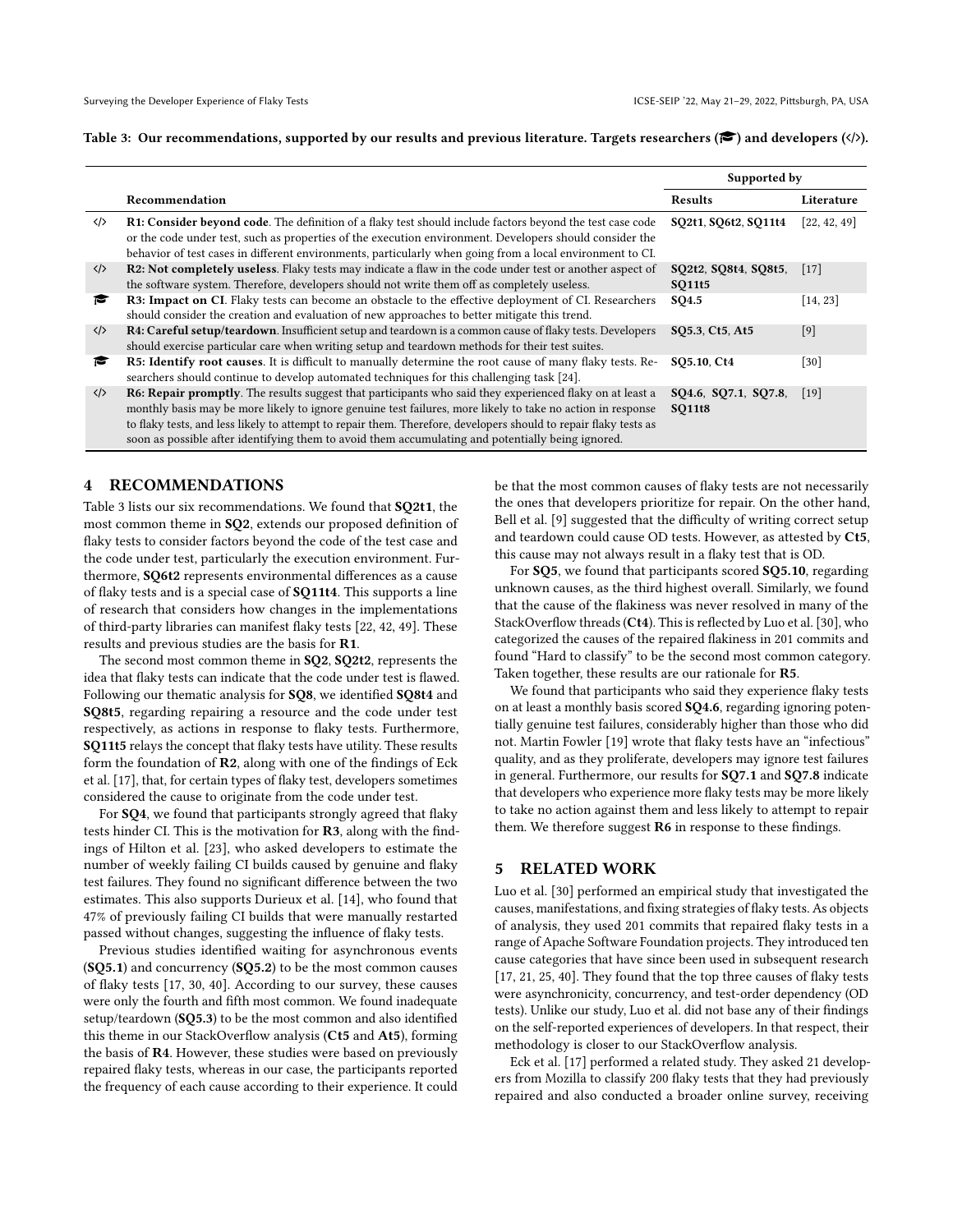**Table 3: Our recommendations, supported by our results and previous literature. Targets researchers (🎓) and developers (</>).**

| | Recommendation | Supported by | |
|---|---|---|---|
| | | **Results** | **Literature** |
| </> | **R1: Consider beyond code**. The definition of a flaky test should include factors beyond the test case code or the code under test, such as properties of the execution environment. Developers should consider the behavior of test cases in different environments, particularly when going from a local environment to CI. | **SQ2t1**, **SQ6t2**, **SQ11t4** | [22, 42, 49] |
| </> | **R2: Not completely useless**. Flaky tests may indicate a flaw in the code under test or another aspect of the software system. Therefore, developers should not write them off as completely useless. | **SQ2t2**, **SQ8t4**, **SQ8t5**, **SQ11t5** | [17] |
| 🎓 | **R3: Impact on CI**. Flaky tests can become an obstacle to the effective deployment of CI. Researchers should consider the creation and evaluation of new approaches to better mitigate this trend. | **SQ4.5** | [14, 23] |
| </> | **R4: Careful setup/teardown**. Insufficient setup and teardown is a common cause of flaky tests. Developers should exercise particular care when writing setup and teardown methods for their test suites. | **SQ5.3**, **Ct5**, **At5** | [9] |
| 🎓 | **R5: Identify root causes**. It is difficult to manually determine the root cause of many flaky tests. Researchers should continue to develop automated techniques for this challenging task [24]. | **SQ5.10**, **Ct4** | [30] |
| </> | **R6: Repair promptly**. The results suggest that participants who said they experienced flaky on at least a monthly basis may be more likely to ignore genuine test failures, more likely to take no action in response to flaky tests, and less likely to attempt to repair them. Therefore, developers should to repair flaky tests as soon as possible after identifying them to avoid them accumulating and potentially being ignored. | **SQ4.6**, **SQ7.1**, **SQ7.8**, **SQ11t8** | [19] |

## 4 RECOMMENDATIONS

Table 3 lists our six recommendations. We found that **SQ2t1**, the most common theme in **SQ2**, extends our proposed definition of flaky tests to consider factors beyond the code of the test case and the code under test, particularly the execution environment. Furthermore, **SQ6t2** represents environmental differences as a cause of flaky tests and is a special case of **SQ11t4**. This supports a line of research that considers how changes in the implementations of third-party libraries can manifest flaky tests [22, 42, 49]. These results and previous studies are the basis for **R1**.

The second most common theme in **SQ2**, **SQ2t2**, represents the idea that flaky tests can indicate that the code under test is flawed. Following our thematic analysis for **SQ8**, we identified **SQ8t4** and **SQ8t5**, regarding repairing a resource and the code under test respectively, as actions in response to flaky tests. Furthermore, **SQ11t5** relays the concept that flaky tests have utility. These results form the foundation of **R2**, along with one of the findings of Eck et al. [17], that, for certain types of flaky test, developers sometimes considered the cause to originate from the code under test.

For **SQ4**, we found that participants strongly agreed that flaky tests hinder CI. This is the motivation for **R3**, along with the findings of Hilton et al. [23], who asked developers to estimate the number of weekly failing CI builds caused by genuine and flaky test failures. They found no significant difference between the two estimates. This also supports Durieux et al. [14], who found that 47% of previously failing CI builds that were manually restarted passed without changes, suggesting the influence of flaky tests.

Previous studies identified waiting for asynchronous events (**SQ5.1**) and concurrency (**SQ5.2**) to be the most common causes of flaky tests [17, 30, 40]. According to our survey, these causes were only the fourth and fifth most common. We found inadequate setup/teardown (**SQ5.3**) to be the most common and also identified this theme in our StackOverflow analysis (**Ct5** and **At5**), forming the basis of **R4**. However, these studies were based on previously repaired flaky tests, whereas in our case, the participants reported the frequency of each cause according to their experience. It could be that the most common causes of flaky tests are not necessarily the ones that developers prioritize for repair. On the other hand, Bell et al. [9] suggested that the difficulty of writing correct setup and teardown could cause OD tests. However, as attested by **Ct5**, this cause may not always result in a flaky test that is OD.

For **SQ5**, we found that participants scored **SQ5.10**, regarding unknown causes, as the third highest overall. Similarly, we found that the cause of the flakiness was never resolved in many of the StackOverflow threads (**Ct4**). This is reflected by Luo et al. [30], who categorized the causes of the repaired flakiness in 201 commits and found "Hard to classify" to be the second most common category. Taken together, these results are our rationale for **R5**.

We found that participants who said they experience flaky tests on at least a monthly basis scored **SQ4.6**, regarding ignoring potentially genuine test failures, considerably higher than those who did not. Martin Fowler [19] wrote that flaky tests have an "infectious" quality, and as they proliferate, developers may ignore test failures in general. Furthermore, our results for **SQ7.1** and **SQ7.8** indicate that developers who experience more flaky tests may be more likely to take no action against them and less likely to attempt to repair them. We therefore suggest **R6** in response to these findings.

## 5 RELATED WORK

Luo et al. [30] performed an empirical study that investigated the causes, manifestations, and fixing strategies of flaky tests. As objects of analysis, they used 201 commits that repaired flaky tests in a range of Apache Software Foundation projects. They introduced ten cause categories that have since been used in subsequent research [17, 21, 25, 40]. They found that the top three causes of flaky tests were asynchronicity, concurrency, and test-order dependency (OD tests). Unlike our study, Luo et al. did not base any of their findings on the self-reported experiences of developers. In that respect, their methodology is closer to our StackOverflow analysis.

Eck et al. [17] performed a related study. They asked 21 developers from Mozilla to classify 200 flaky tests that they had previously repaired and also conducted a broader online survey, receiving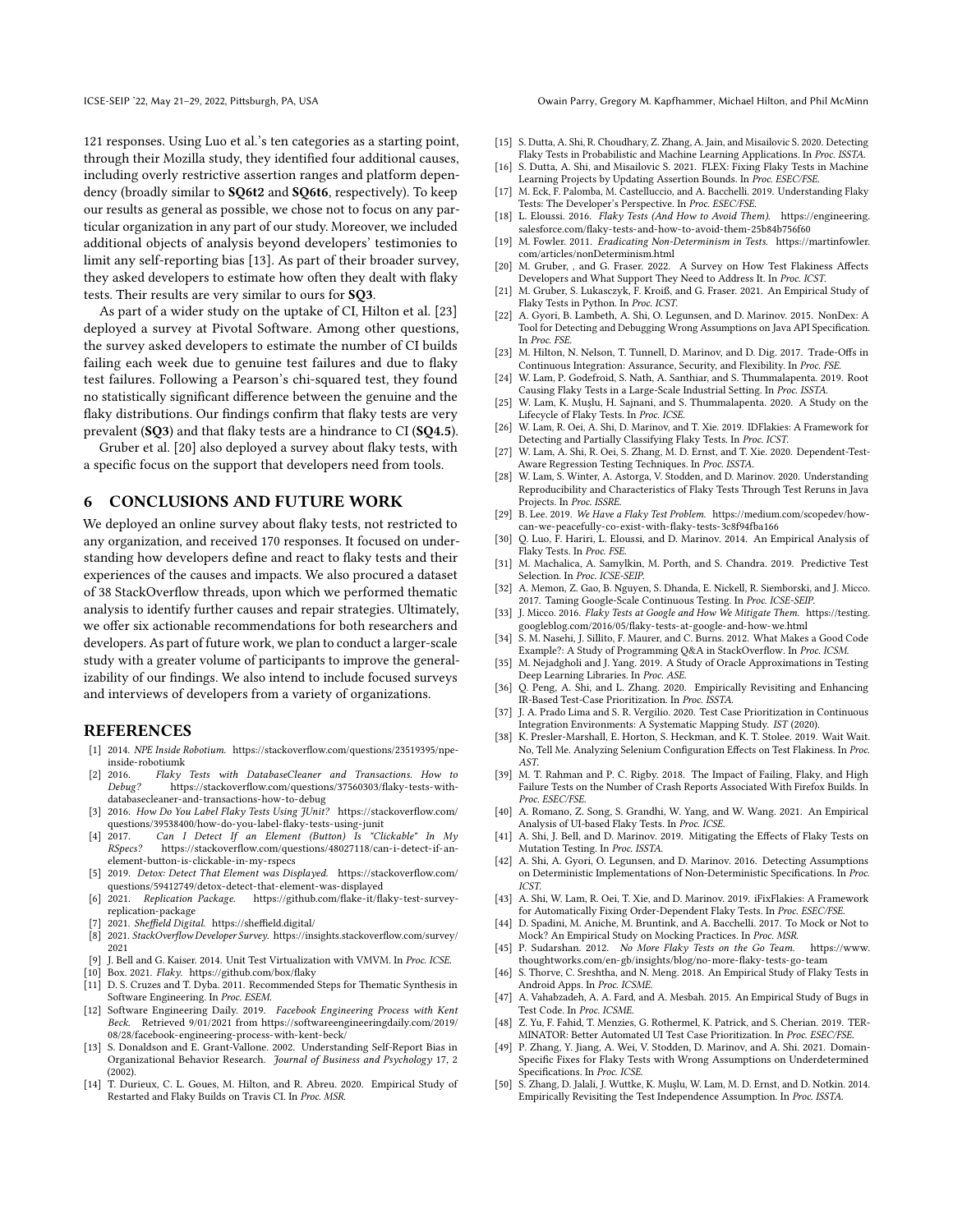121 responses. Using Luo et al.'s ten categories as a starting point, through their Mozilla study, they identified four additional causes, including overly restrictive assertion ranges and platform dependency (broadly similar to **SQ6t2** and **SQ6t6**, respectively). To keep our results as general as possible, we chose not to focus on any particular organization in any part of our study. Moreover, we included additional objects of analysis beyond developers' testimonies to limit any self-reporting bias [13]. As part of their broader survey, they asked developers to estimate how often they dealt with flaky tests. Their results are very similar to ours for **SQ3**.

As part of a wider study on the uptake of CI, Hilton et al. [23] deployed a survey at Pivotal Software. Among other questions, the survey asked developers to estimate the number of CI builds failing each week due to genuine test failures and due to flaky test failures. Following a Pearson's chi-squared test, they found no statistically significant difference between the genuine and the flaky distributions. Our findings confirm that flaky tests are very prevalent (**SQ3**) and that flaky tests are a hindrance to CI (**SQ4.5**).

Gruber et al. [20] also deployed a survey about flaky tests, with a specific focus on the support that developers need from tools.

## 6 CONCLUSIONS AND FUTURE WORK

We deployed an online survey about flaky tests, not restricted to any organization, and received 170 responses. It focused on understanding how developers define and react to flaky tests and their experiences of the causes and impacts. We also procured a dataset of 38 StackOverflow threads, upon which we performed thematic analysis to identify further causes and repair strategies. Ultimately, we offer six actionable recommendations for both researchers and developers. As part of future work, we plan to conduct a larger-scale study with a greater volume of participants to improve the generalizability of our findings. We also intend to include focused surveys and interviews of developers from a variety of organizations.

## REFERENCES

- [1] 2014. *NPE Inside Robotium.* https://stackoverflow.com/questions/23519395/npe-inside-robotiumk
- [2] 2016. *Flaky Tests with DatabaseCleaner and Transactions. How to Debug?* https://stackoverflow.com/questions/37560303/flaky-tests-with-databasecleaner-and-transactions-how-to-debug
- [3] 2016. *How Do You Label Flaky Tests Using JUnit?* https://stackoverflow.com/questions/39538400/how-do-you-label-flaky-tests-using-junit
- [4] 2017. *Can I Detect If an Element (Button) Is "Clickable" In My RSpecs?* https://stackoverflow.com/questions/48027118/can-i-detect-if-an-element-button-is-clickable-in-my-rspecs
- [5] 2019. *Detox: Detect That Element was Displayed.* https://stackoverflow.com/questions/59412749/detox-detect-that-element-was-displayed
- [6] 2021. *Replication Package.* https://github.com/flake-it/flaky-test-survey-replication-package
- [7] 2021. *Sheffield Digital.* https://sheffield.digital/
- [8] 2021. *StackOverflow Developer Survey.* https://insights.stackoverflow.com/survey/2021
- [9] J. Bell and G. Kaiser. 2014. Unit Test Virtualization with VMVM. In *Proc. ICSE.*
- [10] Box. 2021. *Flaky.* https://github.com/box/flaky
- [11] D. S. Cruzes and T. Dyba. 2011. Recommended Steps for Thematic Synthesis in Software Engineering. In *Proc. ESEM.*
- [12] Software Engineering Daily. 2019. *Facebook Engineering Process with Kent Beck.* Retrieved 9/01/2021 from https://softwareengineeringdaily.com/2019/08/28/facebook-engineering-process-with-kent-beck/
- [13] S. Donaldson and E. Grant-Vallone. 2002. Understanding Self-Report Bias in Organizational Behavior Research. *Journal of Business and Psychology* 17, 2 (2002).
- [14] T. Durieux, C. L. Goues, M. Hilton, and R. Abreu. 2020. Empirical Study of Restarted and Flaky Builds on Travis CI. In *Proc. MSR.*
- [15] S. Dutta, A. Shi, R. Choudhary, Z. Zhang, A. Jain, and Misailovic S. 2020. Detecting Flaky Tests in Probabilistic and Machine Learning Applications. In *Proc. ISSTA.*
- [16] S. Dutta, A. Shi, and Misailovic S. 2021. FLEX: Fixing Flaky Tests in Machine Learning Projects by Updating Assertion Bounds. In *Proc. ESEC/FSE.*
- [17] M. Eck, F. Palomba, M. Castelluccio, and A. Bacchelli. 2019. Understanding Flaky Tests: The Developer's Perspective. In *Proc. ESEC/FSE.*
- [18] L. Eloussi. 2016. *Flaky Tests (And How to Avoid Them).* https://engineering.salesforce.com/flaky-tests-and-how-to-avoid-them-25b84b756f60
- [19] M. Fowler. 2011. *Eradicating Non-Determinism in Tests.* https://martinfowler.com/articles/nonDeterminism.html
- [20] M. Gruber, , and G. Fraser. 2022. A Survey on How Test Flakiness Affects Developers and What Support They Need to Address It. In *Proc. ICST.*
- [21] M. Gruber, S. Lukasczyk, F. Kroiß, and G. Fraser. 2021. An Empirical Study of Flaky Tests in Python. In *Proc. ICST.*
- [22] A. Gyori, B. Lambeth, A. Shi, O. Legunsen, and D. Marinov. 2015. NonDex: A Tool for Detecting and Debugging Wrong Assumptions on Java API Specification. In *Proc. FSE.*
- [23] M. Hilton, N. Nelson, T. Tunnell, D. Marinov, and D. Dig. 2017. Trade-Offs in Continuous Integration: Assurance, Security, and Flexibility. In *Proc. FSE.*
- [24] W. Lam, P. Godefroid, S. Nath, A. Santhiar, and S. Thummalapenta. 2019. Root Causing Flaky Tests in a Large-Scale Industrial Setting. In *Proc. ISSTA.*
- [25] W. Lam, K. Muşlu, H. Sajnani, and S. Thummalapenta. 2020. A Study on the Lifecycle of Flaky Tests. In *Proc. ICSE.*
- [26] W. Lam, R. Oei, A. Shi, D. Marinov, and T. Xie. 2019. IDFlakies: A Framework for Detecting and Partially Classifying Flaky Tests. In *Proc. ICST.*
- [27] W. Lam, A. Shi, R. Oei, S. Zhang, M. D. Ernst, and T. Xie. 2020. Dependent-Test-Aware Regression Testing Techniques. In *Proc. ISSTA.*
- [28] W. Lam, S. Winter, A. Astorga, V. Stodden, and D. Marinov. 2020. Understanding Reproducibility and Characteristics of Flaky Tests Through Test Reruns in Java Projects. In *Proc. ISSRE.*
- [29] B. Lee. 2019. *We Have a Flaky Test Problem.* https://medium.com/scopedev/how-can-we-peacefully-co-exist-with-flaky-tests-3c8f94fba166
- [30] Q. Luo, F. Hariri, L. Eloussi, and D. Marinov. 2014. An Empirical Analysis of Flaky Tests. In *Proc. FSE.*
- [31] M. Machalica, A. Samylkin, M. Porth, and S. Chandra. 2019. Predictive Test Selection. In *Proc. ICSE-SEIP.*
- [32] A. Memon, Z. Gao, B. Nguyen, S. Dhanda, E. Nickell, R. Siemborski, and J. Micco. 2017. Taming Google-Scale Continuous Testing. In *Proc. ICSE-SEIP.*
- [33] J. Micco. 2016. *Flaky Tests at Google and How We Mitigate Them.* https://testing.googleblog.com/2016/05/flaky-tests-at-google-and-how-we.html
- [34] S. M. Nasehi, J. Sillito, F. Maurer, and C. Burns. 2012. What Makes a Good Code Example?: A Study of Programming Q&A in StackOverflow. In *Proc. ICSM.*
- [35] M. Nejadgholi and J. Yang. 2019. A Study of Oracle Approximations in Testing Deep Learning Libraries. In *Proc. ASE.*
- [36] Q. Peng, A. Shi, and L. Zhang. 2020. Empirically Revisiting and Enhancing IR-Based Test-Case Prioritization. In *Proc. ISSTA.*
- [37] J. A. Prado Lima and S. R. Vergilio. 2020. Test Case Prioritization in Continuous Integration Environments: A Systematic Mapping Study. *IST* (2020).
- [38] K. Presler-Marshall, E. Horton, S. Heckman, and K. T. Stolee. 2019. Wait Wait. No, Tell Me. Analyzing Selenium Configuration Effects on Test Flakiness. In *Proc. AST.*
- [39] M. T. Rahman and P. C. Rigby. 2018. The Impact of Failing, Flaky, and High Failure Tests on the Number of Crash Reports Associated With Firefox Builds. In *Proc. ESEC/FSE.*
- [40] A. Romano, Z. Song, S. Grandhi, W. Yang, and W. Wang. 2021. An Empirical Analysis of UI-based Flaky Tests. In *Proc. ICSE.*
- [41] A. Shi, J. Bell, and D. Marinov. 2019. Mitigating the Effects of Flaky Tests on Mutation Testing. In *Proc. ISSTA.*
- [42] A. Shi, A. Gyori, O. Legunsen, and D. Marinov. 2016. Detecting Assumptions on Deterministic Implementations of Non-Deterministic Specifications. In *Proc. ICST.*
- [43] A. Shi, W. Lam, R. Oei, T. Xie, and D. Marinov. 2019. iFixFlakies: A Framework for Automatically Fixing Order-Dependent Flaky Tests. In *Proc. ESEC/FSE.*
- [44] D. Spadini, M. Aniche, M. Bruntink, and A. Bacchelli. 2017. To Mock or Not to Mock? An Empirical Study on Mocking Practices. In *Proc. MSR.*
- [45] P. Sudarshan. 2012. *No More Flaky Tests on the Go Team.* https://www.thoughtworks.com/en-gb/insights/blog/no-more-flaky-tests-go-team
- [46] S. Thorve, C. Sreshtha, and N. Meng. 2018. An Empirical Study of Flaky Tests in Android Apps. In *Proc. ICSME.*
- [47] A. Vahabzadeh, A. A. Fard, and A. Mesbah. 2015. An Empirical Study of Bugs in Test Code. In *Proc. ICSME.*
- [48] Z. Yu, F. Fahid, T. Menzies, G. Rothermel, K. Patrick, and S. Cherian. 2019. TERMINATOR: Better Automated UI Test Case Prioritization. In *Proc. ESEC/FSE.*
- [49] P. Zhang, Y. Jiang, A. Wei, V. Stodden, D. Marinov, and A. Shi. 2021. Domain-Specific Fixes for Flaky Tests with Wrong Assumptions on Underdetermined Specifications. In *Proc. ICSE.*
- [50] S. Zhang, D. Jalali, J. Wuttke, K. Muşlu, W. Lam, M. D. Ernst, and D. Notkin. 2014. Empirically Revisiting the Test Independence Assumption. In *Proc. ISSTA.*